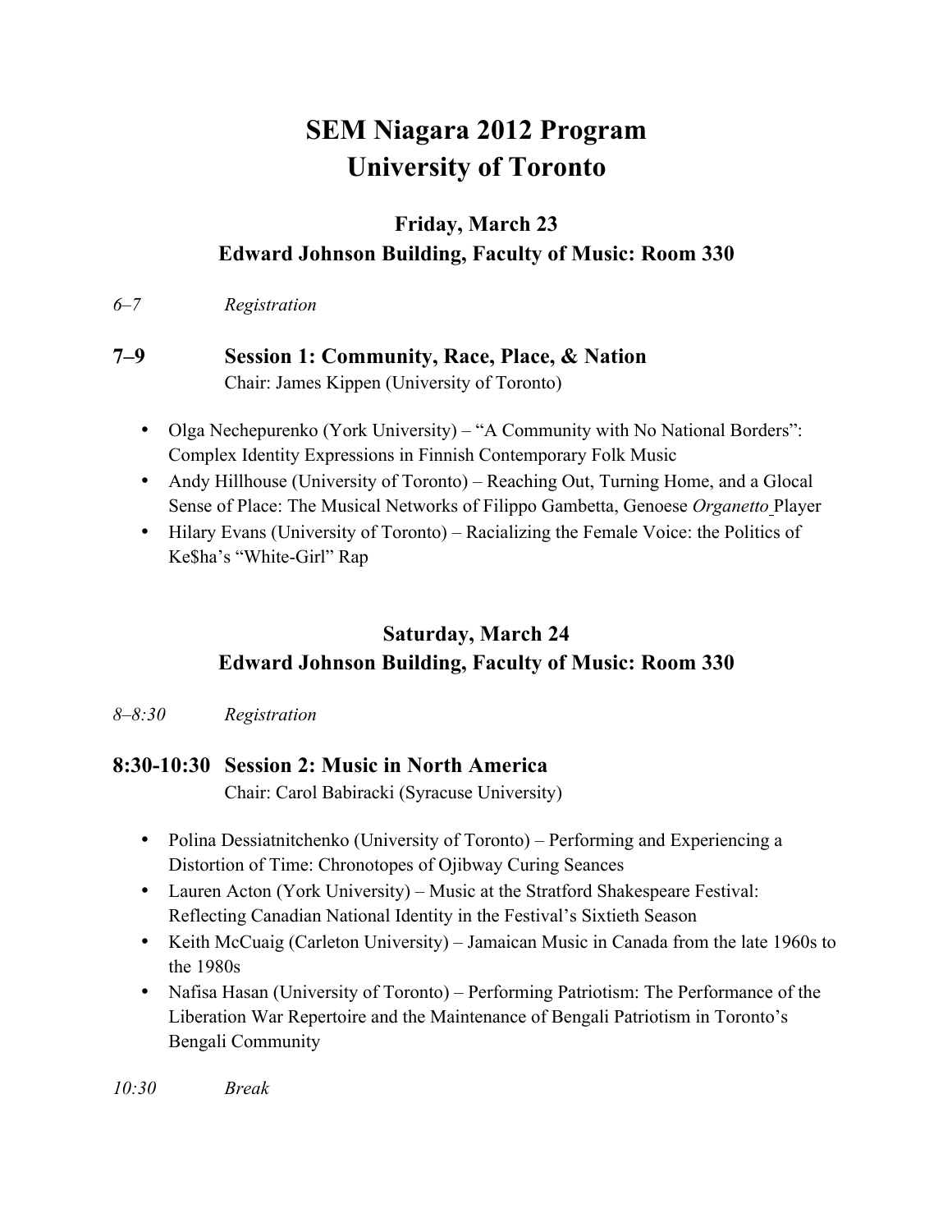# SEM Niagara 2012 Program
# University of Toronto

## Friday, March 23
## Edward Johnson Building, Faculty of Music: Room 330

*6–7* *Registration*

### 7–9 Session 1: Community, Race, Place, & Nation

Chair: James Kippen (University of Toronto)

- Olga Nechepurenko (York University) – "A Community with No National Borders": Complex Identity Expressions in Finnish Contemporary Folk Music
- Andy Hillhouse (University of Toronto) – Reaching Out, Turning Home, and a Glocal Sense of Place: The Musical Networks of Filippo Gambetta, Genoese *Organetto* Player
- Hilary Evans (University of Toronto) – Racializing the Female Voice: the Politics of Ke$ha's "White-Girl" Rap

## Saturday, March 24
## Edward Johnson Building, Faculty of Music: Room 330

*8–8:30* *Registration*

### 8:30-10:30 Session 2: Music in North America

Chair: Carol Babiracki (Syracuse University)

- Polina Dessiatnitchenko (University of Toronto) – Performing and Experiencing a Distortion of Time: Chronotopes of Ojibway Curing Seances
- Lauren Acton (York University) – Music at the Stratford Shakespeare Festival: Reflecting Canadian National Identity in the Festival's Sixtieth Season
- Keith McCuaig (Carleton University) – Jamaican Music in Canada from the late 1960s to the 1980s
- Nafisa Hasan (University of Toronto) – Performing Patriotism: The Performance of the Liberation War Repertoire and the Maintenance of Bengali Patriotism in Toronto's Bengali Community

*10:30* *Break*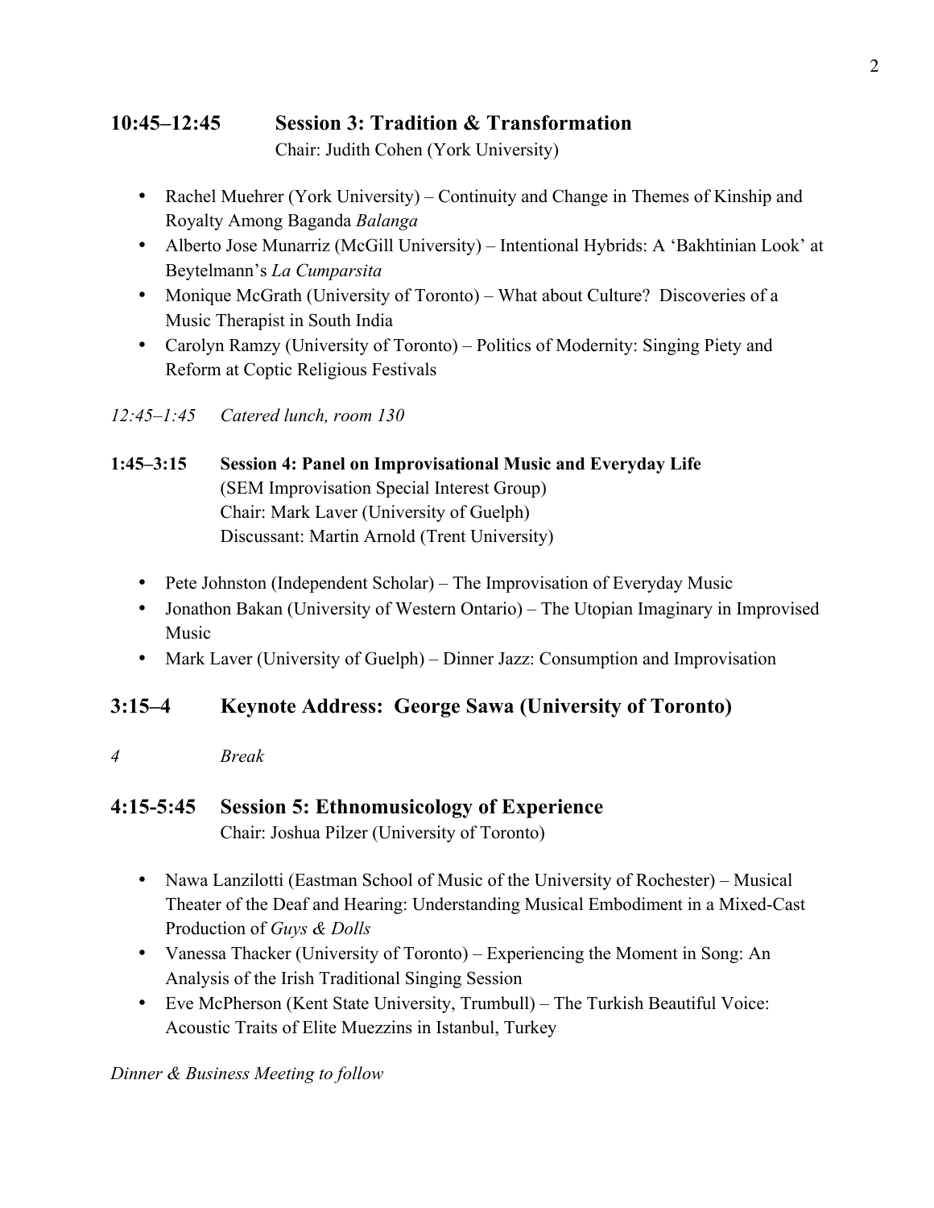## 10:45–12:45 Session 3: Tradition & Transformation

Chair: Judith Cohen (York University)

- Rachel Muehrer (York University) – Continuity and Change in Themes of Kinship and Royalty Among Baganda *Balanga*
- Alberto Jose Munarriz (McGill University) – Intentional Hybrids: A 'Bakhtinian Look' at Beytelmann's *La Cumparsita*
- Monique McGrath (University of Toronto) – What about Culture? Discoveries of a Music Therapist in South India
- Carolyn Ramzy (University of Toronto) – Politics of Modernity: Singing Piety and Reform at Coptic Religious Festivals

*12:45–1:45 Catered lunch, room 130*

**1:45–3:15 Session 4: Panel on Improvisational Music and Everyday Life**

(SEM Improvisation Special Interest Group)
Chair: Mark Laver (University of Guelph)
Discussant: Martin Arnold (Trent University)

- Pete Johnston (Independent Scholar) – The Improvisation of Everyday Music
- Jonathon Bakan (University of Western Ontario) – The Utopian Imaginary in Improvised Music
- Mark Laver (University of Guelph) – Dinner Jazz: Consumption and Improvisation

## 3:15–4 Keynote Address: George Sawa (University of Toronto)

*4 Break*

## 4:15-5:45 Session 5: Ethnomusicology of Experience

Chair: Joshua Pilzer (University of Toronto)

- Nawa Lanzilotti (Eastman School of Music of the University of Rochester) – Musical Theater of the Deaf and Hearing: Understanding Musical Embodiment in a Mixed-Cast Production of *Guys & Dolls*
- Vanessa Thacker (University of Toronto) – Experiencing the Moment in Song: An Analysis of the Irish Traditional Singing Session
- Eve McPherson (Kent State University, Trumbull) – The Turkish Beautiful Voice: Acoustic Traits of Elite Muezzins in Istanbul, Turkey

*Dinner & Business Meeting to follow*